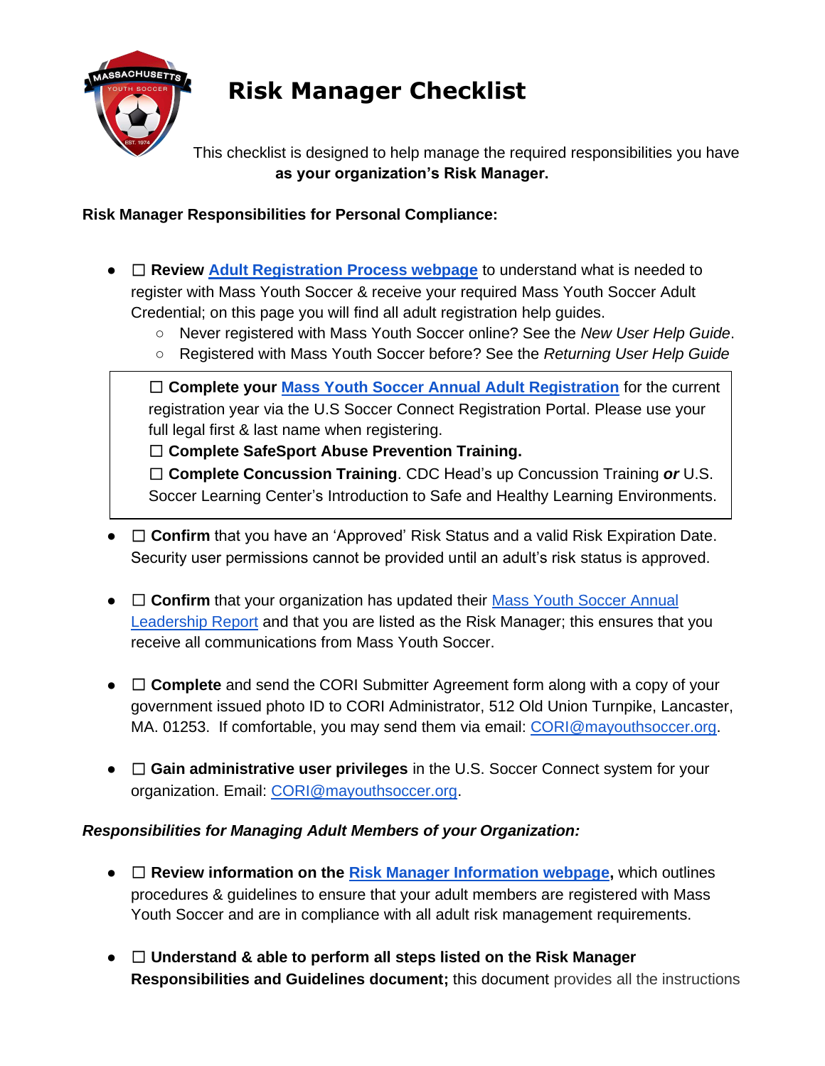# Risk Manager Checklist

This checklist is designed to help manage the required responsibilities you have **as your organization's Risk Manager.**

**Risk Manager Responsibilities for Personal Compliance:**

- ☐ **Review Adult Registration Process webpage** to understand what is needed to register with Mass Youth Soccer & receive your required Mass Youth Soccer Adult Credential; on this page you will find all adult registration help guides.
  - Never registered with Mass Youth Soccer online? See the *New User Help Guide*.
  - Registered with Mass Youth Soccer before? See the *Returning User Help Guide*

> ☐ **Complete your Mass Youth Soccer Annual Adult Registration** for the current registration year via the U.S Soccer Connect Registration Portal. Please use your full legal first & last name when registering.
> ☐ **Complete SafeSport Abuse Prevention Training.**
> ☐ **Complete Concussion Training**. CDC Head's up Concussion Training ***or*** U.S. Soccer Learning Center's Introduction to Safe and Healthy Learning Environments.

- ☐ **Confirm** that you have an 'Approved' Risk Status and a valid Risk Expiration Date. Security user permissions cannot be provided until an adult's risk status is approved.

- ☐ **Confirm** that your organization has updated their Mass Youth Soccer Annual Leadership Report and that you are listed as the Risk Manager; this ensures that you receive all communications from Mass Youth Soccer.

- ☐ **Complete** and send the CORI Submitter Agreement form along with a copy of your government issued photo ID to CORI Administrator, 512 Old Union Turnpike, Lancaster, MA. 01253. If comfortable, you may send them via email: CORI@mayouthsoccer.org.

- ☐ **Gain administrative user privileges** in the U.S. Soccer Connect system for your organization. Email: CORI@mayouthsoccer.org.

***Responsibilities for Managing Adult Members of your Organization:***

- ☐ **Review information on the Risk Manager Information webpage,** which outlines procedures & guidelines to ensure that your adult members are registered with Mass Youth Soccer and are in compliance with all adult risk management requirements.

- ☐ **Understand & able to perform all steps listed on the Risk Manager Responsibilities and Guidelines document;** this document provides all the instructions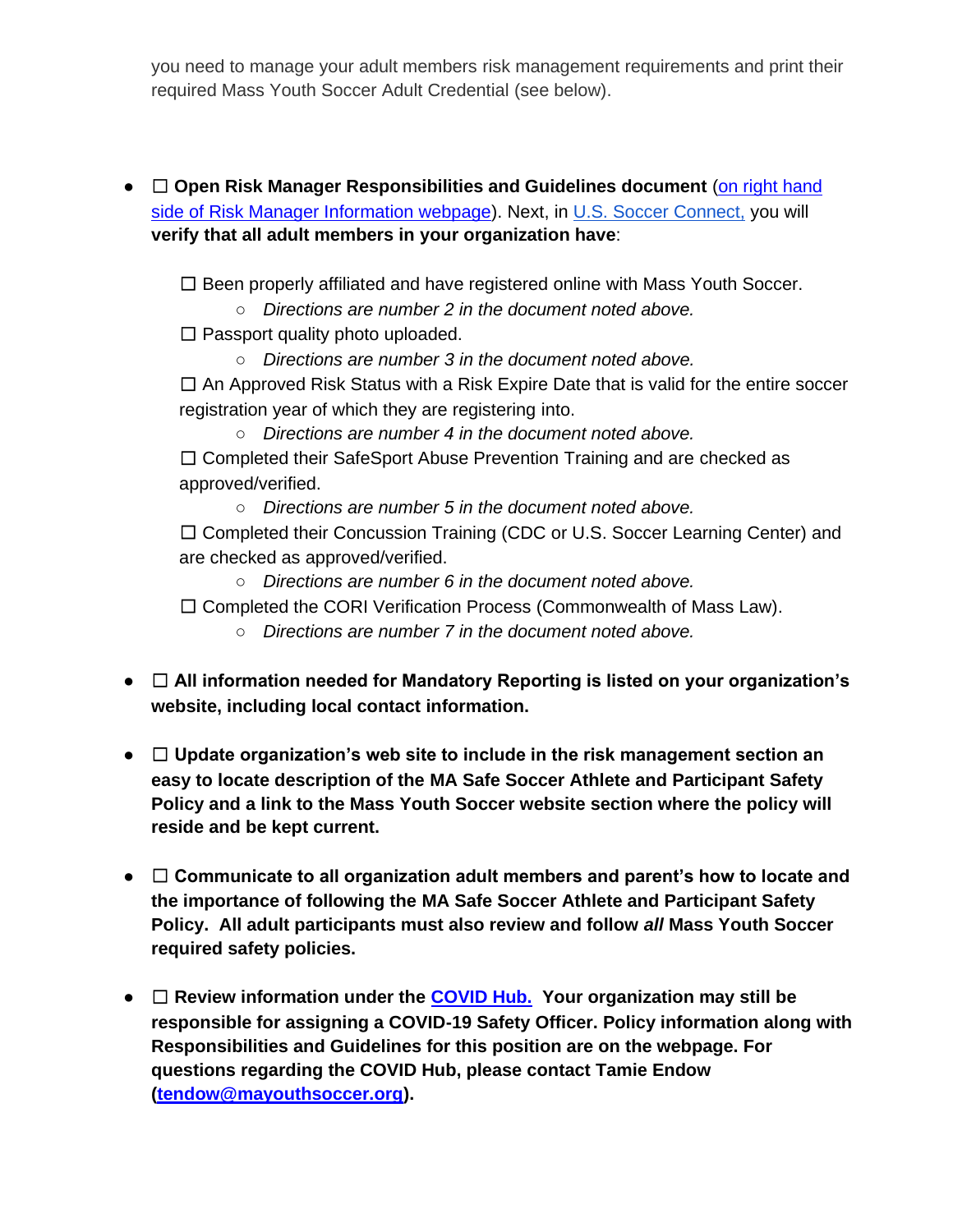you need to manage your adult members risk management requirements and print their required Mass Youth Soccer Adult Credential (see below).

- ☐ **Open Risk Manager Responsibilities and Guidelines document** (on right hand side of Risk Manager Information webpage). Next, in U.S. Soccer Connect, you will **verify that all adult members in your organization have**:

  ☐ Been properly affiliated and have registered online with Mass Youth Soccer.
    - *Directions are number 2 in the document noted above.*

  ☐ Passport quality photo uploaded.
    - *Directions are number 3 in the document noted above.*

  ☐ An Approved Risk Status with a Risk Expire Date that is valid for the entire soccer registration year of which they are registering into.
    - *Directions are number 4 in the document noted above.*

  ☐ Completed their SafeSport Abuse Prevention Training and are checked as approved/verified.
    - *Directions are number 5 in the document noted above.*

  ☐ Completed their Concussion Training (CDC or U.S. Soccer Learning Center) and are checked as approved/verified.
    - *Directions are number 6 in the document noted above.*

  ☐ Completed the CORI Verification Process (Commonwealth of Mass Law).
    - *Directions are number 7 in the document noted above.*

- ☐ **All information needed for Mandatory Reporting is listed on your organization's website, including local contact information.**

- ☐ **Update organization's web site to include in the risk management section an easy to locate description of the MA Safe Soccer Athlete and Participant Safety Policy and a link to the Mass Youth Soccer website section where the policy will reside and be kept current.**

- ☐ **Communicate to all organization adult members and parent's how to locate and the importance of following the MA Safe Soccer Athlete and Participant Safety Policy. All adult participants must also review and follow *all* Mass Youth Soccer required safety policies.**

- ☐ **Review information under the COVID Hub. Your organization may still be responsible for assigning a COVID-19 Safety Officer. Policy information along with Responsibilities and Guidelines for this position are on the webpage. For questions regarding the COVID Hub, please contact Tamie Endow (tendow@mayouthsoccer.org).**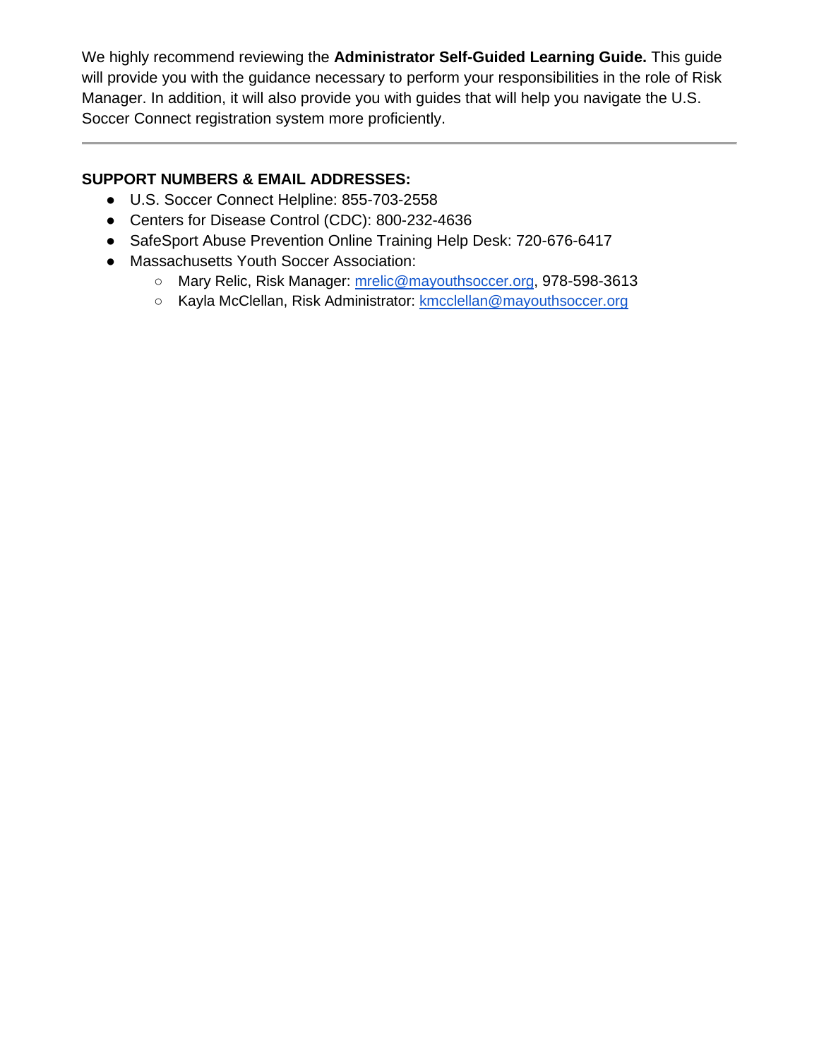We highly recommend reviewing the **Administrator Self-Guided Learning Guide.** This guide will provide you with the guidance necessary to perform your responsibilities in the role of Risk Manager. In addition, it will also provide you with guides that will help you navigate the U.S. Soccer Connect registration system more proficiently.

---

**SUPPORT NUMBERS & EMAIL ADDRESSES:**

- U.S. Soccer Connect Helpline: 855-703-2558
- Centers for Disease Control (CDC): 800-232-4636
- SafeSport Abuse Prevention Online Training Help Desk: 720-676-6417
- Massachusetts Youth Soccer Association:
  - Mary Relic, Risk Manager: mrelic@mayouthsoccer.org, 978-598-3613
  - Kayla McClellan, Risk Administrator: kmcclellan@mayouthsoccer.org